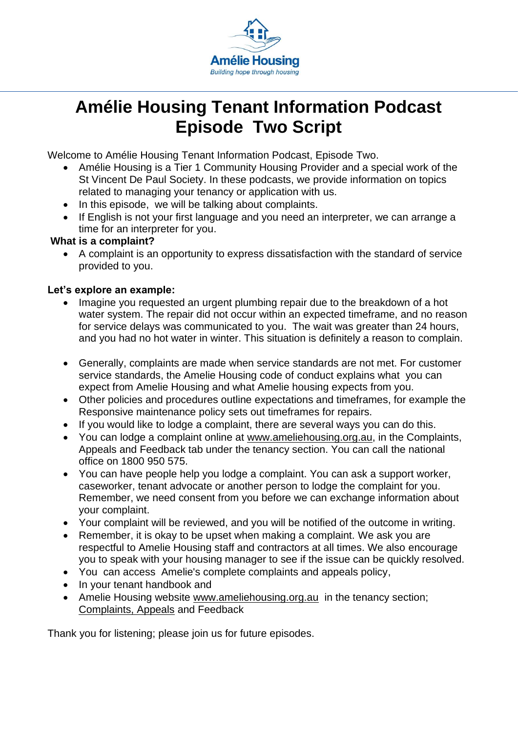Amélie Housing

*Building hope through housing*

# Amélie Housing Tenant Information Podcast Episode Two Script

Welcome to Amélie Housing Tenant Information Podcast, Episode Two.

- Amélie Housing is a Tier 1 Community Housing Provider and a special work of the St Vincent De Paul Society. In these podcasts, we provide information on topics related to managing your tenancy or application with us.
- In this episode, we will be talking about complaints.
- If English is not your first language and you need an interpreter, we can arrange a time for an interpreter for you.

**What is a complaint?**

- A complaint is an opportunity to express dissatisfaction with the standard of service provided to you.

**Let's explore an example:**

- Imagine you requested an urgent plumbing repair due to the breakdown of a hot water system. The repair did not occur within an expected timeframe, and no reason for service delays was communicated to you. The wait was greater than 24 hours, and you had no hot water in winter. This situation is definitely a reason to complain.

- Generally, complaints are made when service standards are not met. For customer service standards, the Amelie Housing code of conduct explains what you can expect from Amelie Housing and what Amelie housing expects from you.
- Other policies and procedures outline expectations and timeframes, for example the Responsive maintenance policy sets out timeframes for repairs.
- If you would like to lodge a complaint, there are several ways you can do this.
- You can lodge a complaint online at www.ameliehousing.org.au, in the Complaints, Appeals and Feedback tab under the tenancy section. You can call the national office on 1800 950 575.
- You can have people help you lodge a complaint. You can ask a support worker, caseworker, tenant advocate or another person to lodge the complaint for you. Remember, we need consent from you before we can exchange information about your complaint.
- Your complaint will be reviewed, and you will be notified of the outcome in writing.
- Remember, it is okay to be upset when making a complaint. We ask you are respectful to Amelie Housing staff and contractors at all times. We also encourage you to speak with your housing manager to see if the issue can be quickly resolved.
- You can access Amelie's complete complaints and appeals policy,
- In your tenant handbook and
- Amelie Housing website www.ameliehousing.org.au in the tenancy section; Complaints, Appeals and Feedback

Thank you for listening; please join us for future episodes.